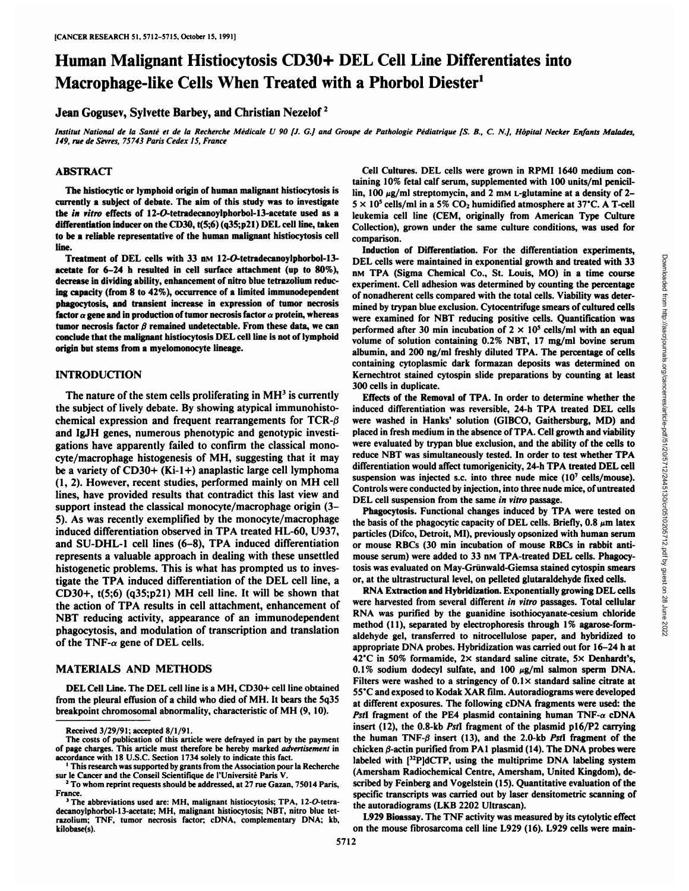# Human Malignant Histiocytosis CD30+ DEL Cell Line Differentiates into Macrophage-like Cells When Treated with a Phorbol Diester[1]

**Jean Gogusev, Sylvette Barbey, and Christian Nezelof[2]**

*Institut National de la Santé et de la Recherche Médicale U 90 [J. G.] and Groupe de Pathologie Pédiatrique [S. B., C. N.], Hôpital Necker Enfants Malades, 149, rue de Sèvres, 75743 Paris Cedex 15, France*

## ABSTRACT

The histiocytic or lymphoid origin of human malignant histiocytosis is currently a subject of debate. The aim of this study was to investigate the *in vitro* effects of 12-*O*-tetradecanoylphorbol-13-acetate used as a differentiation inducer on the CD30, t(5;6) (q35;p21) DEL cell line, taken to be a reliable representative of the human malignant histiocytosis cell line.

Treatment of DEL cells with 33 nM 12-*O*-tetradecanoylphorbol-13-acetate for 6–24 h resulted in cell surface attachment (up to 80%), decrease in dividing ability, enhancement of nitro blue tetrazolium reducing capacity (from 8 to 42%), occurrence of a limited immunodependent phagocytosis, and transient increase in expression of tumor necrosis factor $\alpha$ gene and in production of tumor necrosis factor $\alpha$ protein, whereas tumor necrosis factor $\beta$ remained undetectable. From these data, we can conclude that the malignant histiocytosis DEL cell line is not of lymphoid origin but stems from a myelomonocyte lineage.

## INTRODUCTION

The nature of the stem cells proliferating in MH[3] is currently the subject of lively debate. By showing atypical immunohistochemical expression and frequent rearrangements for TCR-$\beta$ and IgJH genes, numerous phenotypic and genotypic investigations have apparently failed to confirm the classical monocyte/macrophage histogenesis of MH, suggesting that it may be a variety of CD30+ (Ki-1+) anaplastic large cell lymphoma (1, 2). However, recent studies, performed mainly on MH cell lines, have provided results that contradict this last view and support instead the classical monocyte/macrophage origin (3–5). As was recently exemplified by the monocyte/macrophage induced differentiation observed in TPA treated HL-60, U937, and SU-DHL-1 cell lines (6–8), TPA induced differentiation represents a valuable approach in dealing with these unsettled histogenetic problems. This is what has prompted us to investigate the TPA induced differentiation of the DEL cell line, a CD30+, t(5;6) (q35;p21) MH cell line. It will be shown that the action of TPA results in cell attachment, enhancement of NBT reducing activity, appearance of an immunodependent phagocytosis, and modulation of transcription and translation of the TNF-$\alpha$ gene of DEL cells.

## MATERIALS AND METHODS

**DEL Cell Line.** The DEL cell line is a MH, CD30+ cell line obtained from the pleural effusion of a child who died of MH. It bears the 5q35 breakpoint chromosomal abnormality, characteristic of MH (9, 10).

**Cell Cultures.** DEL cells were grown in RPMI 1640 medium containing 10% fetal calf serum, supplemented with 100 units/ml penicillin, 100 µg/ml streptomycin, and 2 mM L-glutamine at a density of 2–$5 \times 10^5$ cells/ml in a 5% $CO_2$ humidified atmosphere at 37°C. A T-cell leukemia cell line (CEM, originally from American Type Culture Collection), grown under the same culture conditions, was used for comparison.

**Induction of Differentiation.** For the differentiation experiments, DEL cells were maintained in exponential growth and treated with 33 nM TPA (Sigma Chemical Co., St. Louis, MO) in a time course experiment. Cell adhesion was determined by counting the percentage of nonadherent cells compared with the total cells. Viability was determined by trypan blue exclusion. Cytocentrifuge smears of cultured cells were examined for NBT reducing positive cells. Quantification was performed after 30 min incubation of $2 \times 10^5$ cells/ml with an equal volume of solution containing 0.2% NBT, 17 mg/ml bovine serum albumin, and 200 ng/ml freshly diluted TPA. The percentage of cells containing cytoplasmic dark formazan deposits was determined on Kernechtrot stained cytospin slide preparations by counting at least 300 cells in duplicate.

**Effects of the Removal of TPA.** In order to determine whether the induced differentiation was reversible, 24-h TPA treated DEL cells were washed in Hanks' solution (GIBCO, Gaithersburg, MD) and placed in fresh medium in the absence of TPA. Cell growth and viability were evaluated by trypan blue exclusion, and the ability of the cells to reduce NBT was simultaneously tested. In order to test whether TPA differentiation would affect tumorigenicity, 24-h TPA treated DEL cell suspension was injected s.c. into three nude mice ($10^7$ cells/mouse). Controls were conducted by injection, into three nude mice, of untreated DEL cell suspension from the same *in vitro* passage.

**Phagocytosis.** Functional changes induced by TPA were tested on the basis of the phagocytic capacity of DEL cells. Briefly, 0.8 µm latex particles (Difco, Detroit, MI), previously opsonized with human serum or mouse RBCs (30 min incubation of mouse RBCs in rabbit anti-mouse serum) were added to 33 nM TPA-treated DEL cells. Phagocytosis was evaluated on May-Grünwald-Giemsa stained cytospin smears or, at the ultrastructural level, on pelleted glutaraldehyde fixed cells.

**RNA Extraction and Hybridization.** Exponentially growing DEL cells were harvested from several different *in vitro* passages. Total cellular RNA was purified by the guanidine isothiocyanate-cesium chloride method (11), separated by electrophoresis through 1% agarose-formaldehyde gel, transferred to nitrocellulose paper, and hybridized to appropriate DNA probes. Hybridization was carried out for 16–24 h at 42°C in 50% formamide, 2× standard saline citrate, 5× Denhardt's, 0.1% sodium dodecyl sulfate, and 100 µg/ml salmon sperm DNA. Filters were washed to a stringency of 0.1× standard saline citrate at 55°C and exposed to Kodak XAR film. Autoradiograms were developed at different exposures. The following cDNA fragments were used: the *PstI* fragment of the PE4 plasmid containing human TNF-$\alpha$ cDNA insert (12), the 0.8-kb *PstI* fragment of the plasmid p16/P2 carrying the human TNF-$\beta$ insert (13), and the 2.0-kb *PstI* fragment of the chicken $\beta$-actin purified from PA1 plasmid (14). The DNA probes were labeled with [$^{32}$P]dCTP, using the multiprime DNA labeling system (Amersham Radiochemical Centre, Amersham, United Kingdom), described by Feinberg and Vogelstein (15). Quantitative evaluation of the specific transcripts was carried out by laser densitometric scanning of the autoradiograms (LKB 2202 Ultrascan).

**L929 Bioassay.** The TNF activity was measured by its cytolytic effect on the mouse fibrosarcoma cell line L929 (16). L929 cells were main-

---

Received 3/29/91; accepted 8/1/91.

The costs of publication of this article were defrayed in part by the payment of page charges. This article must therefore be hereby marked *advertisement* in accordance with 18 U.S.C. Section 1734 solely to indicate this fact.

[1] This research was supported by grants from the Association pour la Recherche sur le Cancer and the Conseil Scientifique de l'Université Paris V.

[2] To whom reprint requests should be addressed, at 27 rue Gazan, 75014 Paris, France.

[3] The abbreviations used are: MH, malignant histiocytosis; TPA, 12-O-tetradecanoylphorbol-13-acetate; MH, malignant histiocytosis; NBT, nitro blue tetrazolium; TNF, tumor necrosis factor; cDNA, complementary DNA; kb, kilobase(s).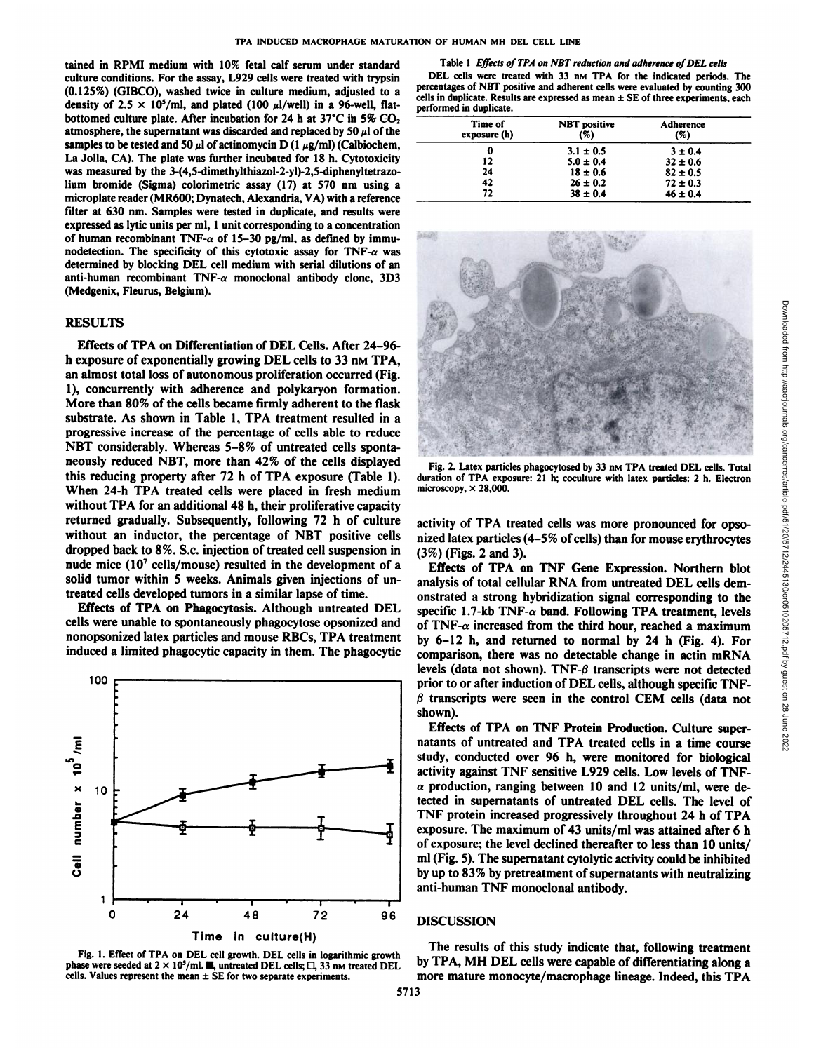tained in RPMI medium with 10% fetal calf serum under standard culture conditions. For the assay, L929 cells were treated with trypsin (0.125%) (GIBCO), washed twice in culture medium, adjusted to a density of $2.5 \times 10^5$/ml, and plated (100 µl/well) in a 96-well, flat-bottomed culture plate. After incubation for 24 h at 37°C in 5% $CO_2$ atmosphere, the supernatant was discarded and replaced by 50 µl of the samples to be tested and 50 µl of actinomycin D (1 µg/ml) (Calbiochem, La Jolla, CA). The plate was further incubated for 18 h. Cytotoxicity was measured by the 3-(4,5-dimethylthiazol-2-yl)-2,5-diphenyltetrazolium bromide (Sigma) colorimetric assay (17) at 570 nm using a microplate reader (MR600; Dynatech, Alexandria, VA) with a reference filter at 630 nm. Samples were tested in duplicate, and results were expressed as lytic units per ml, 1 unit corresponding to a concentration of human recombinant TNF-α of 15–30 pg/ml, as defined by immunodetection. The specificity of this cytotoxic assay for TNF-α was determined by blocking DEL cell medium with serial dilutions of an anti-human recombinant TNF-α monoclonal antibody clone, 3D3 (Medgenix, Fleurus, Belgium).

## RESULTS

**Effects of TPA on Differentiation of DEL Cells.** After 24–96-h exposure of exponentially growing DEL cells to 33 nM TPA, an almost total loss of autonomous proliferation occurred (Fig. 1), concurrently with adherence and polykaryon formation. More than 80% of the cells became firmly adherent to the flask substrate. As shown in Table 1, TPA treatment resulted in a progressive increase of the percentage of cells able to reduce NBT considerably. Whereas 5–8% of untreated cells spontaneously reduced NBT, more than 42% of the cells displayed this reducing property after 72 h of TPA exposure (Table 1). When 24-h TPA treated cells were placed in fresh medium without TPA for an additional 48 h, their proliferative capacity returned gradually. Subsequently, following 72 h of culture without an inductor, the percentage of NBT positive cells dropped back to 8%. S.c. injection of treated cell suspension in nude mice ($10^7$ cells/mouse) resulted in the development of a solid tumor within 5 weeks. Animals given injections of untreated cells developed tumors in a similar lapse of time.

**Effects of TPA on Phagocytosis.** Although untreated DEL cells were unable to spontaneously phagocytose opsonized and nonopsonized latex particles and mouse RBCs, TPA treatment induced a limited phagocytic capacity in them. The phagocytic activity of TPA treated cells was more pronounced for opsonized latex particles (4–5% of cells) than for mouse erythrocytes (3%) (Figs. 2 and 3).

Fig. 1. Effect of TPA on DEL cell growth. DEL cells in logarithmic growth phase were seeded at $2 \times 10^5$/ml. ■, untreated DEL cells; □, 33 nM treated DEL cells. Values represent the mean ± SE for two separate experiments.

Table 1 *Effects of TPA on NBT reduction and adherence of DEL cells*

DEL cells were treated with 33 nM TPA for the indicated periods. The percentages of NBT positive and adherent cells were evaluated by counting 300 cells in duplicate. Results are expressed as mean ± SE of three experiments, each performed in duplicate.

| Time of exposure (h) | NBT positive (%) | Adherence (%) |
|---|---|---|
| 0 | 3.1 ± 0.5 | 3 ± 0.4 |
| 12 | 5.0 ± 0.4 | 32 ± 0.6 |
| 24 | 18 ± 0.6 | 82 ± 0.5 |
| 42 | 26 ± 0.2 | 72 ± 0.3 |
| 72 | 38 ± 0.4 | 46 ± 0.4 |

Fig. 2. Latex particles phagocytosed by 33 nM TPA treated DEL cells. Total duration of TPA exposure: 21 h; coculture with latex particles: 2 h. Electron microscopy, × 28,000.

**Effects of TPA on TNF Gene Expression.** Northern blot analysis of total cellular RNA from untreated DEL cells demonstrated a strong hybridization signal corresponding to the specific 1.7-kb TNF-α band. Following TPA treatment, levels of TNF-α increased from the third hour, reached a maximum by 6–12 h, and returned to normal by 24 h (Fig. 4). For comparison, there was no detectable change in actin mRNA levels (data not shown). TNF-β transcripts were not detected prior to or after induction of DEL cells, although specific TNF-β transcripts were seen in the control CEM cells (data not shown).

**Effects of TPA on TNF Protein Production.** Culture supernatants of untreated and TPA treated cells in a time course study, conducted over 96 h, were monitored for biological activity against TNF sensitive L929 cells. Low levels of TNF-α production, ranging between 10 and 12 units/ml, were detected in supernatants of untreated DEL cells. The level of TNF protein increased progressively throughout 24 h of TPA exposure. The maximum of 43 units/ml was attained after 6 h of exposure; the level declined thereafter to less than 10 units/ml (Fig. 5). The supernatant cytolytic activity could be inhibited by up to 83% by pretreatment of supernatants with neutralizing anti-human TNF monoclonal antibody.

## DISCUSSION

The results of this study indicate that, following treatment by TPA, MH DEL cells were capable of differentiating along a more mature monocyte/macrophage lineage. Indeed, this TPA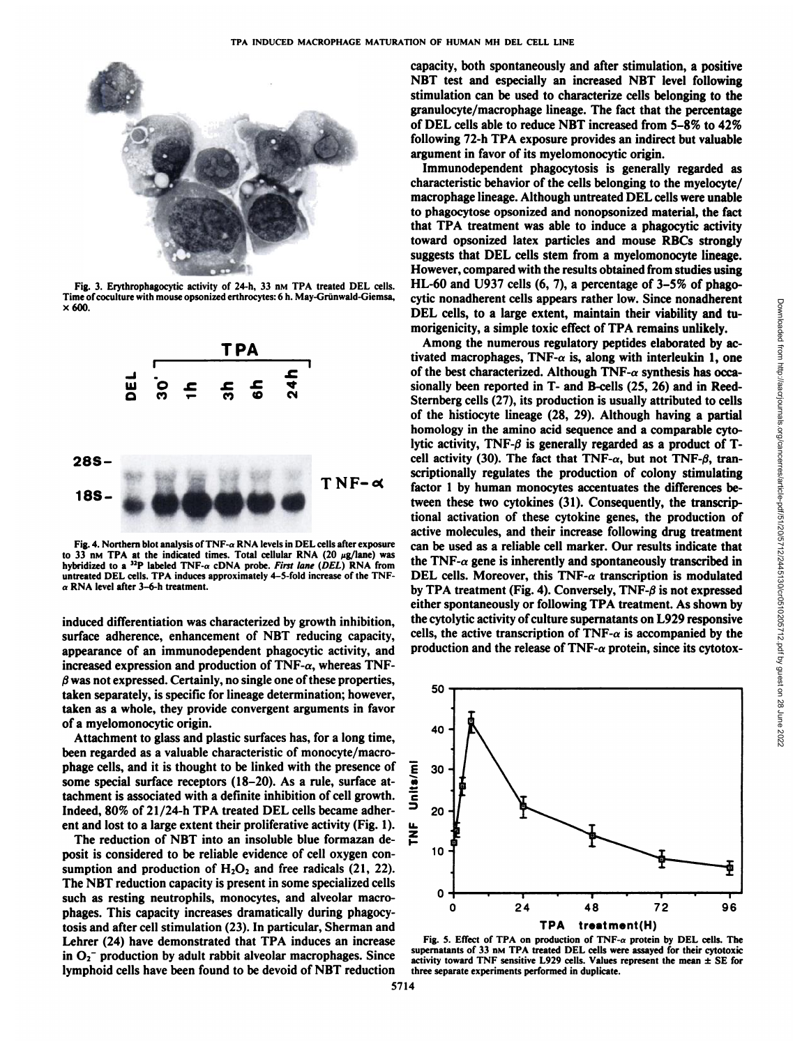Fig. 3. Erythrophagocytic activity of 24-h, 33 nM TPA treated DEL cells. Time of coculture with mouse opsonized erythrocytes: 6 h. May-Grünwald-Giemsa, × 600.

Fig. 4. Northern blot analysis of TNF-α RNA levels in DEL cells after exposure to 33 nM TPA at the indicated times. Total cellular RNA (20 μg/lane) was hybridized to a $^{32}P$ labeled TNF-α cDNA probe. *First lane* (*DEL*) RNA from untreated DEL cells. TPA induces approximately 4–5-fold increase of the TNF-α RNA level after 3–6-h treatment.

induced differentiation was characterized by growth inhibition, surface adherence, enhancement of NBT reducing capacity, appearance of an immunodependent phagocytic activity, and increased expression and production of TNF-α, whereas TNF-β was not expressed. Certainly, no single one of these properties, taken separately, is specific for lineage determination; however, taken as a whole, they provide convergent arguments in favor of a myelomonocytic origin.

Attachment to glass and plastic surfaces has, for a long time, been regarded as a valuable characteristic of monocyte/macrophage cells, and it is thought to be linked with the presence of some special surface receptors (18–20). As a rule, surface attachment is associated with a definite inhibition of cell growth. Indeed, 80% of 21/24-h TPA treated DEL cells became adherent and lost to a large extent their proliferative activity (Fig. 1).

The reduction of NBT into an insoluble blue formazan deposit is considered to be reliable evidence of cell oxygen consumption and production of $H_2O_2$ and free radicals (21, 22). The NBT reduction capacity is present in some specialized cells such as resting neutrophils, monocytes, and alveolar macrophages. This capacity increases dramatically during phagocytosis and after cell stimulation (23). In particular, Sherman and Lehrer (24) have demonstrated that TPA induces an increase in $O_2^-$ production by adult rabbit alveolar macrophages. Since lymphoid cells have been found to be devoid of NBT reduction capacity, both spontaneously and after stimulation, a positive NBT test and especially an increased NBT level following stimulation can be used to characterize cells belonging to the granulocyte/macrophage lineage. The fact that the percentage of DEL cells able to reduce NBT increased from 5–8% to 42% following 72-h TPA exposure provides an indirect but valuable argument in favor of its myelomonocytic origin.

Immunodependent phagocytosis is generally regarded as characteristic behavior of the cells belonging to the myelocyte/macrophage lineage. Although untreated DEL cells were unable to phagocytose opsonized and nonopsonized material, the fact that TPA treatment was able to induce a phagocytic activity toward opsonized latex particles and mouse RBCs strongly suggests that DEL cells stem from a myelomonocyte lineage. However, compared with the results obtained from studies using HL-60 and U937 cells (6, 7), a percentage of 3–5% of phagocytic nonadherent cells appears rather low. Since nonadherent DEL cells, to a large extent, maintain their viability and tumorigenicity, a simple toxic effect of TPA remains unlikely.

Among the numerous regulatory peptides elaborated by activated macrophages, TNF-α is, along with interleukin 1, one of the best characterized. Although TNF-α synthesis has occasionally been reported in T- and B-cells (25, 26) and in Reed-Sternberg cells (27), its production is usually attributed to cells of the histiocyte lineage (28, 29). Although having a partial homology in the amino acid sequence and a comparable cytolytic activity, TNF-β is generally regarded as a product of T-cell activity (30). The fact that TNF-α, but not TNF-β, transcriptionally regulates the production of colony stimulating factor 1 by human monocytes accentuates the differences between these two cytokines (31). Consequently, the transcriptional activation of these cytokine genes, the production of active molecules, and their increase following drug treatment can be used as a reliable cell marker. Our results indicate that the TNF-α gene is inherently and spontaneously transcribed in DEL cells. Moreover, this TNF-α transcription is modulated by TPA treatment (Fig. 4). Conversely, TNF-β is not expressed either spontaneously or following TPA treatment. As shown by the cytolytic activity of culture supernatants on L929 responsive cells, the active transcription of TNF-α is accompanied by the production and the release of TNF-α protein, since its cytotox-

Fig. 5. Effect of TPA on production of TNF-α protein by DEL cells. The supernatants of 33 nM TPA treated DEL cells were assayed for their cytotoxic activity toward TNF sensitive L929 cells. Values represent the mean ± SE for three separate experiments performed in duplicate.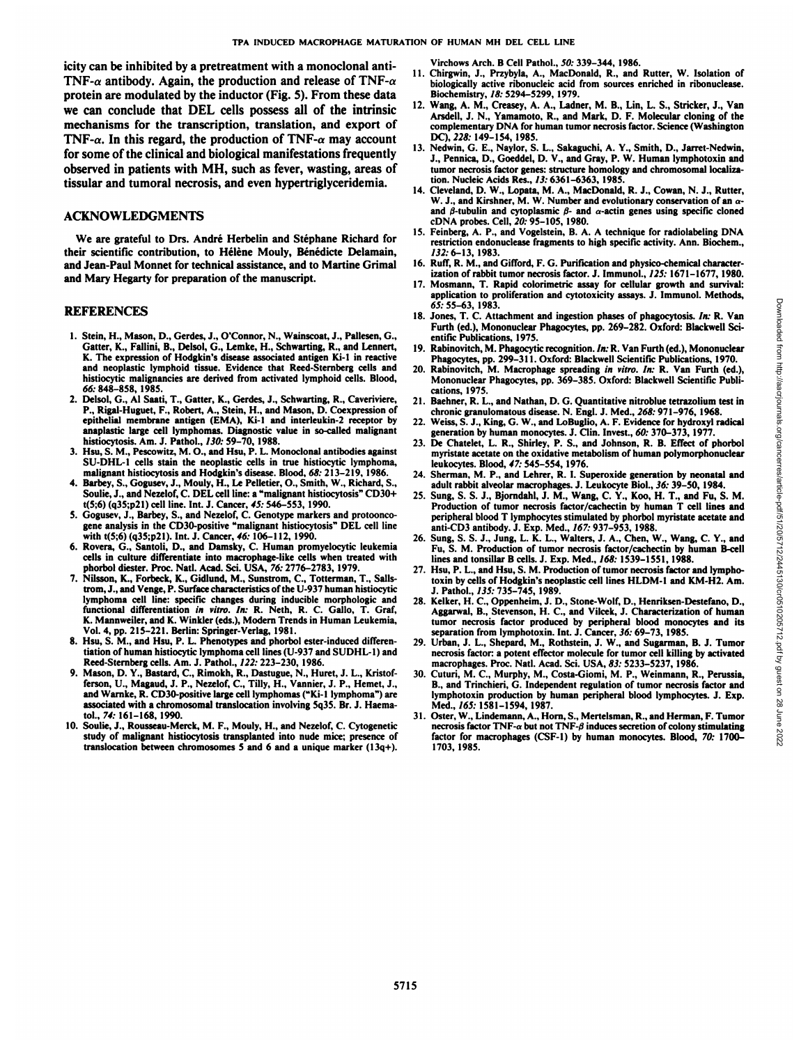icity can be inhibited by a pretreatment with a monoclonal anti-TNF-$\alpha$ antibody. Again, the production and release of TNF-$\alpha$ protein are modulated by the inductor (Fig. 5). From these data we can conclude that DEL cells possess all of the intrinsic mechanisms for the transcription, translation, and export of TNF-$\alpha$. In this regard, the production of TNF-$\alpha$ may account for some of the clinical and biological manifestations frequently observed in patients with MH, such as fever, wasting, areas of tissular and tumoral necrosis, and even hypertriglyceridemia.

## ACKNOWLEDGMENTS

We are grateful to Drs. André Herbelin and Stéphane Richard for their scientific contribution, to Hélène Mouly, Bénédicte Delamain, and Jean-Paul Monnet for technical assistance, and to Martine Grimal and Mary Hegarty for preparation of the manuscript.

## REFERENCES

1. Stein, H., Mason, D., Gerdes, J., O'Connor, N., Wainscoat, J., Pallesen, G., Gatter, K., Fallini, B., Delsol, G., Lemke, H., Schwarting, R., and Lennert, K. The expression of Hodgkin's disease associated antigen Ki-1 in reactive and neoplastic lymphoid tissue. Evidence that Reed-Sternberg cells and histiocytic malignancies are derived from activated lymphoid cells. Blood, *66:* 848–858, 1985.
2. Delsol, G., Al Saati, T., Gatter, K., Gerdes, J., Schwarting, R., Caveriviere, P., Rigal-Huguet, F., Robert, A., Stein, H., and Mason, D. Coexpression of epithelial membrane antigen (EMA), Ki-1 and interleukin-2 receptor by anaplastic large cell lymphomas. Diagnostic value in so-called malignant histiocytosis. Am. J. Pathol., *130:* 59–70, 1988.
3. Hsu, S. M., Pescowitz, M. O., and Hsu, P. L. Monoclonal antibodies against SU-DHL-1 cells stain the neoplastic cells in true histiocytic lymphoma, malignant histiocytosis and Hodgkin's disease. Blood, *68:* 213–219, 1986.
4. Barbey, S., Gogusev, J., Mouly, H., Le Pelletier, O., Smith, W., Richard, S., Soulie, J., and Nezelof, C. DEL cell line: a "malignant histiocytosis" CD30+ t(5;6) (q35;p21) cell line. Int. J. Cancer, *45:* 546–553, 1990.
5. Gogusev, J., Barbey, S., and Nezelof, C. Genotype markers and protooncogene analysis in the CD30-positive "malignant histiocytosis" DEL cell line with t(5;6) (q35;p21). Int. J. Cancer, *46:* 106–112, 1990.
6. Rovera, G., Santoli, D., and Damsky, C. Human promyelocytic leukemia cells in culture differentiate into macrophage-like cells when treated with phorbol diester. Proc. Natl. Acad. Sci. USA, *76:* 2776–2783, 1979.
7. Nilsson, K., Forbeck, K., Gidlund, M., Sunstrom, C., Totterman, T., Sallstrom, J., and Venge, P. Surface characteristics of the U-937 human histiocytic lymphoma cell line: specific changes during inducible morphologic and functional differentiation *in vitro*. *In:* R. Neth, R. C. Gallo, T. Graf, K. Mannweiler, and K. Winkler (eds.), Modern Trends in Human Leukemia, Vol. 4, pp. 215–221. Berlin: Springer-Verlag, 1981.
8. Hsu, S. M., and Hsu, P. L. Phenotypes and phorbol ester-induced differentiation of human histiocytic lymphoma cell lines (U-937 and SUDHL-1) and Reed-Sternberg cells. Am. J. Pathol., *122:* 223–230, 1986.
9. Mason, D. Y., Bastard, C., Rimokh, R., Dastugue, N., Huret, J. L., Kristoffersen, U., Magaud, J. P., Nezelof, C., Tilly, H., Vannier, J. P., Hemet, J., and Warnke, R. CD30-positive large cell lymphomas ("Ki-1 lymphoma") are associated with a chromosomal translocation involving 5q35. Br. J. Haematol., *74:* 161–168, 1990.
10. Soulie, J., Rousseau-Merck, M. F., Mouly, H., and Nezelof, C. Cytogenetic study of malignant histiocytosis transplanted into nude mice; presence of translocation between chromosomes 5 and 6 and a unique marker (13q+). Virchows Arch. B Cell Pathol., *50:* 339–344, 1986.
11. Chirgwin, J., Przybyla, A., MacDonald, R., and Rutter, W. Isolation of biologically active ribonucleic acid from sources enriched in ribonuclease. Biochemistry, *18:* 5294–5299, 1979.
12. Wang, A. M., Creasey, A. A., Ladner, M. B., Lin, L. S., Stricker, J., Van Arsdell, J. N., Yamamoto, R., and Mark, D. F. Molecular cloning of the complementary DNA for human tumor necrosis factor. Science (Washington DC), *228:* 149–154, 1985.
13. Nedwin, G. E., Naylor, S. L., Sakaguchi, A. Y., Smith, D., Jarret-Nedwin, J., Pennica, D., Goeddel, D. V., and Gray, P. W. Human lymphotoxin and tumor necrosis factor genes: structure homology and chromosomal localization. Nucleic Acids Res., *13:* 6361–6363, 1985.
14. Cleveland, D. W., Lopata, M. A., MacDonald, R. J., Cowan, N. J., Rutter, W. J., and Kirshner, M. W. Number and evolutionary conservation of an $\alpha$- and $\beta$-tubulin and cytoplasmic $\beta$- and $\alpha$-actin genes using specific cloned cDNA probes. Cell, *20:* 95–105, 1980.
15. Feinberg, A. P., and Vogelstein, B. A. A technique for radiolabeling DNA restriction endonuclease fragments to high specific activity. Ann. Biochem., *132:* 6–13, 1983.
16. Ruff, R. M., and Gifford, F. G. Purification and physico-chemical characterization of rabbit tumor necrosis factor. J. Immunol., *125:* 1671–1677, 1980.
17. Mosmann, T. Rapid colorimetric assay for cellular growth and survival: application to proliferation and cytotoxicity assays. J. Immunol. Methods, *65:* 55–63, 1983.
18. Jones, T. C. Attachment and ingestion phases of phagocytosis. *In:* R. Van Furth (ed.), Mononuclear Phagocytes, pp. 269–282. Oxford: Blackwell Scientific Publications, 1975.
19. Rabinovitch, M. Phagocytic recognition. *In:* R. Van Furth (ed.), Mononuclear Phagocytes, pp. 299–311. Oxford: Blackwell Scientific Publications, 1970.
20. Rabinovitch, M. Macrophage spreading *in vitro*. *In:* R. Van Furth (ed.), Mononuclear Phagocytes, pp. 369–385. Oxford: Blackwell Scientific Publications, 1975.
21. Baehner, R. L., and Nathan, D. G. Quantitative nitroblue tetrazolium test in chronic granulomatous disease. N. Engl. J. Med., *268:* 971–976, 1968.
22. Weiss, S. J., King, G. W., and LoBuglio, A. F. Evidence for hydroxyl radical generation by human monocytes. J. Clin. Invest., *60:* 370–373, 1977.
23. De Chatelet, L. R., Shirley, P. S., and Johnson, R. B. Effect of phorbol myristate acetate on the oxidative metabolism of human polymorphonuclear leukocytes. Blood, *47:* 545–554, 1976.
24. Sherman, M. P., and Lehrer, R. I. Superoxide generation by neonatal and adult rabbit alveolar macrophages. J. Leukocyte Biol., *36:* 39–50, 1984.
25. Sung, S. S. J., Bjorndahl, J. M., Wang, C. Y., Koo, H. T., and Fu, S. M. Production of tumor necrosis factor/cachectin by human T cell lines and peripheral blood T lymphocytes stimulated by phorbol myristate acetate and anti-CD3 antibody. J. Exp. Med., *167:* 937–953, 1988.
26. Sung, S. S. J., Jung, L. K. L., Walters, J. A., Chen, W., Wang, C. Y., and Fu, S. M. Production of tumor necrosis factor/cachectin by human B-cell lines and tonsillar B cells. J. Exp. Med., *168:* 1539–1551, 1988.
27. Hsu, P. L., and Hsu, S. M. Production of tumor necrosis factor and lymphotoxin by cells of Hodgkin's neoplastic cell lines HLDM-1 and KM-H2. Am. J. Pathol., *135:* 735–745, 1989.
28. Kelker, H. C., Oppenheim, J. D., Stone-Wolf, D., Henriksen-Destefano, D., Aggarwal, B., Stevenson, H. C., and Vilcek, J. Characterization of human tumor necrosis factor produced by peripheral blood monocytes and its separation from lymphotoxin. Int. J. Cancer, *36:* 69–73, 1985.
29. Urban, J. L., Shepard, M., Rothstein, J. W., and Sugarman, B. J. Tumor necrosis factor: a potent effector molecule for tumor cell killing by activated macrophages. Proc. Natl. Acad. Sci. USA, *83:* 5233–5237, 1986.
30. Cuturi, M. C., Murphy, M., Costa-Giomi, M. P., Weinmann, R., Perussia, B., and Trinchieri, G. Independent regulation of tumor necrosis factor and lymphotoxin production by human peripheral blood lymphocytes. J. Exp. Med., *165:* 1581–1594, 1987.
31. Oster, W., Lindemann, A., Horn, S., Mertelsman, R., and Herman, F. Tumor necrosis factor TNF-$\alpha$ but not TNF-$\beta$ induces secretion of colony stimulating factor for macrophages (CSF-1) by human monocytes. Blood, *70:* 1700–1703, 1985.